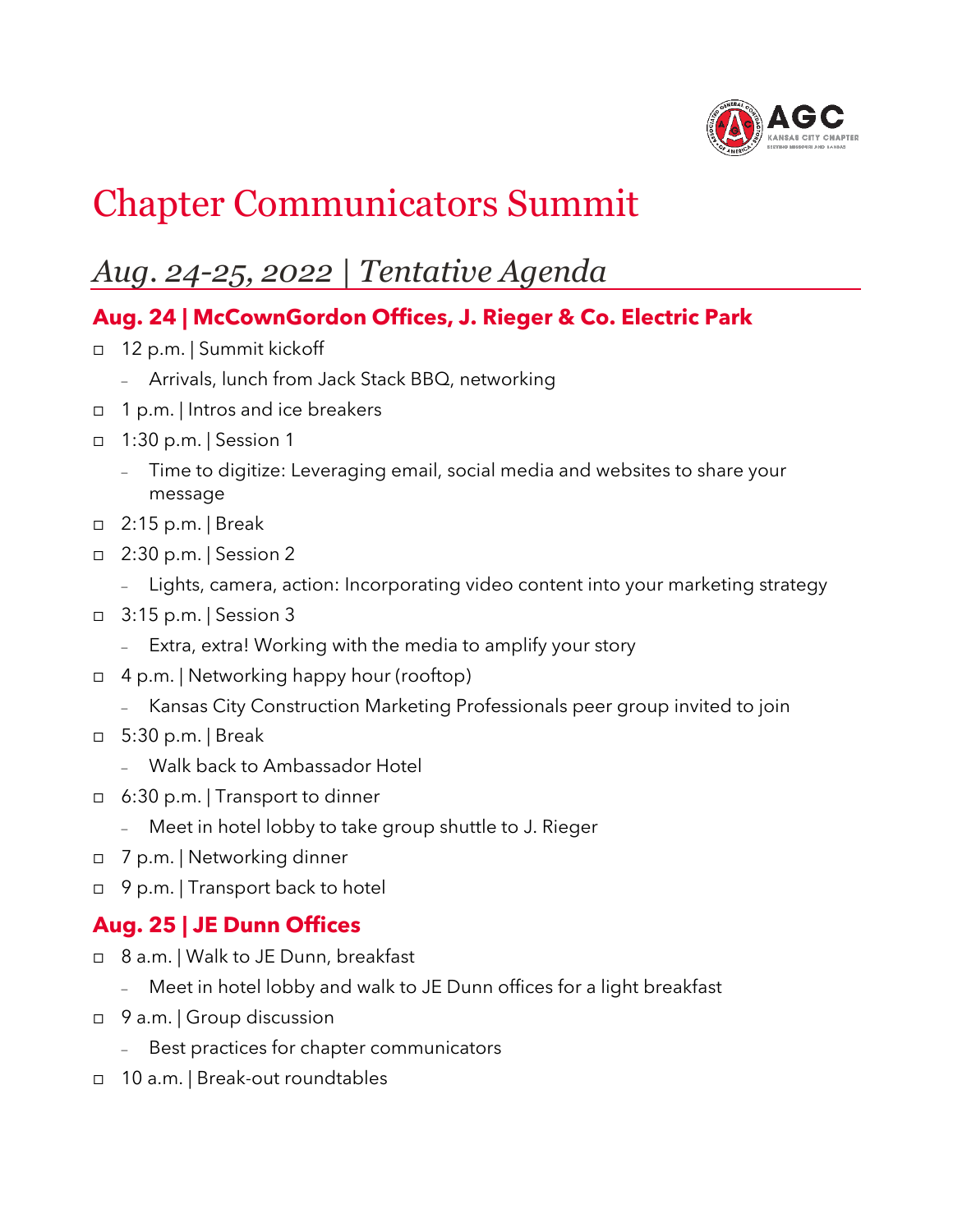# Chapter Communicators Summit

## *Aug. 24-25, 2022 | Tentative Agenda*

### Aug. 24 | McCownGordon Offices, J. Rieger & Co. Electric Park

- 12 p.m. | Summit kickoff
  - Arrivals, lunch from Jack Stack BBQ, networking
- 1 p.m. | Intros and ice breakers
- 1:30 p.m. | Session 1
  - Time to digitize: Leveraging email, social media and websites to share your message
- 2:15 p.m. | Break
- 2:30 p.m. | Session 2
  - Lights, camera, action: Incorporating video content into your marketing strategy
- 3:15 p.m. | Session 3
  - Extra, extra! Working with the media to amplify your story
- 4 p.m. | Networking happy hour (rooftop)
  - Kansas City Construction Marketing Professionals peer group invited to join
- 5:30 p.m. | Break
  - Walk back to Ambassador Hotel
- 6:30 p.m. | Transport to dinner
  - Meet in hotel lobby to take group shuttle to J. Rieger
- 7 p.m. | Networking dinner
- 9 p.m. | Transport back to hotel

### Aug. 25 | JE Dunn Offices

- 8 a.m. | Walk to JE Dunn, breakfast
  - Meet in hotel lobby and walk to JE Dunn offices for a light breakfast
- 9 a.m. | Group discussion
  - Best practices for chapter communicators
- 10 a.m. | Break-out roundtables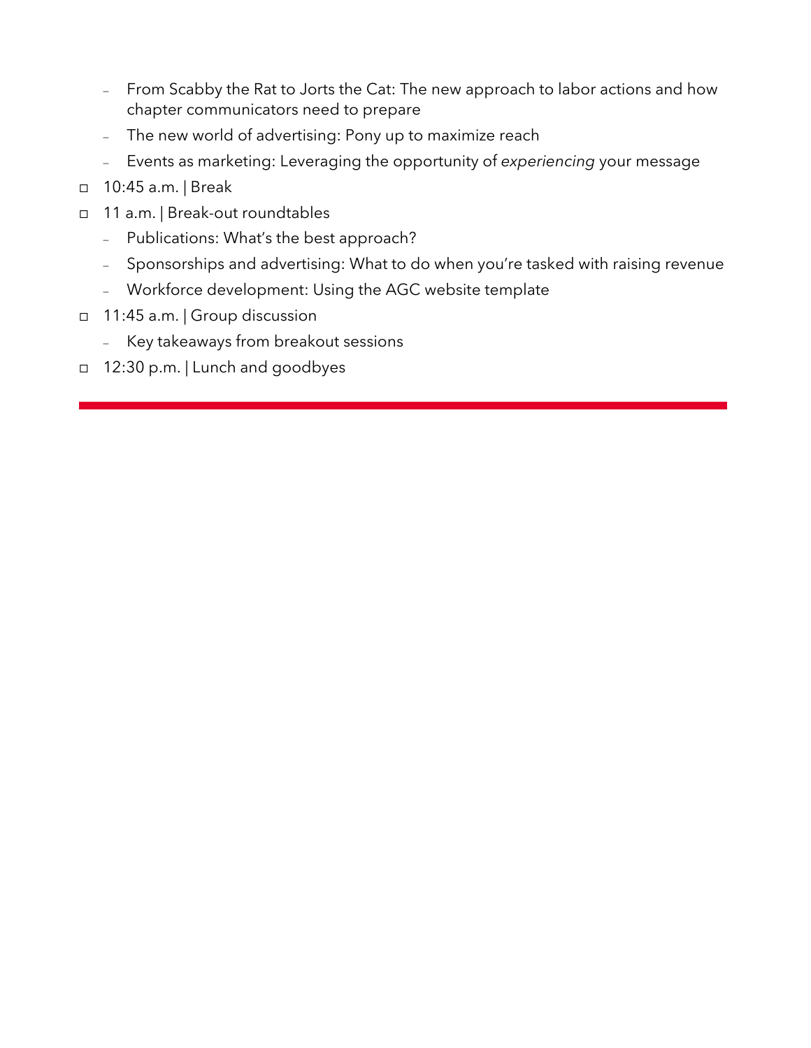- From Scabby the Rat to Jorts the Cat: The new approach to labor actions and how chapter communicators need to prepare
  - The new world of advertising: Pony up to maximize reach
  - Events as marketing: Leveraging the opportunity of *experiencing* your message
- 10:45 a.m. | Break
- 11 a.m. | Break-out roundtables
  - Publications: What's the best approach?
  - Sponsorships and advertising: What to do when you're tasked with raising revenue
  - Workforce development: Using the AGC website template
- 11:45 a.m. | Group discussion
  - Key takeaways from breakout sessions
- 12:30 p.m. | Lunch and goodbyes